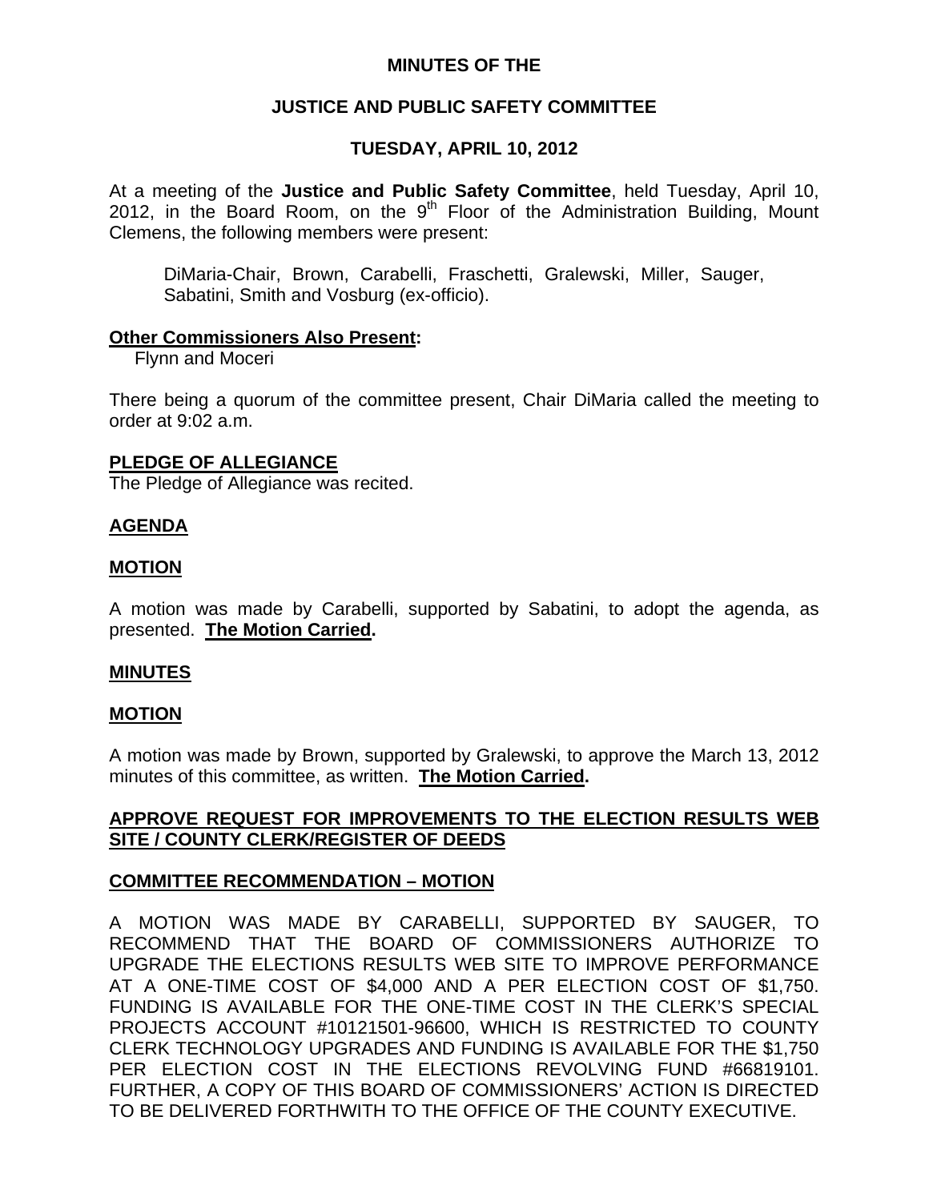# MINUTES OF THE

## JUSTICE AND PUBLIC SAFETY COMMITTEE

## TUESDAY, APRIL 10, 2012

At a meeting of the **Justice and Public Safety Committee**, held Tuesday, April 10, 2012, in the Board Room, on the 9th Floor of the Administration Building, Mount Clemens, the following members were present:

DiMaria-Chair, Brown, Carabelli, Fraschetti, Gralewski, Miller, Sauger, Sabatini, Smith and Vosburg (ex-officio).

**Other Commissioners Also Present:**

Flynn and Moceri

There being a quorum of the committee present, Chair DiMaria called the meeting to order at 9:02 a.m.

**PLEDGE OF ALLEGIANCE**

The Pledge of Allegiance was recited.

**AGENDA**

**MOTION**

A motion was made by Carabelli, supported by Sabatini, to adopt the agenda, as presented. **The Motion Carried.**

**MINUTES**

**MOTION**

A motion was made by Brown, supported by Gralewski, to approve the March 13, 2012 minutes of this committee, as written. **The Motion Carried.**

**APPROVE REQUEST FOR IMPROVEMENTS TO THE ELECTION RESULTS WEB SITE / COUNTY CLERK/REGISTER OF DEEDS**

**COMMITTEE RECOMMENDATION – MOTION**

A MOTION WAS MADE BY CARABELLI, SUPPORTED BY SAUGER, TO RECOMMEND THAT THE BOARD OF COMMISSIONERS AUTHORIZE TO UPGRADE THE ELECTIONS RESULTS WEB SITE TO IMPROVE PERFORMANCE AT A ONE-TIME COST OF $4,000 AND A PER ELECTION COST OF $1,750. FUNDING IS AVAILABLE FOR THE ONE-TIME COST IN THE CLERK'S SPECIAL PROJECTS ACCOUNT #10121501-96600, WHICH IS RESTRICTED TO COUNTY CLERK TECHNOLOGY UPGRADES AND FUNDING IS AVAILABLE FOR THE $1,750 PER ELECTION COST IN THE ELECTIONS REVOLVING FUND #66819101. FURTHER, A COPY OF THIS BOARD OF COMMISSIONERS' ACTION IS DIRECTED TO BE DELIVERED FORTHWITH TO THE OFFICE OF THE COUNTY EXECUTIVE.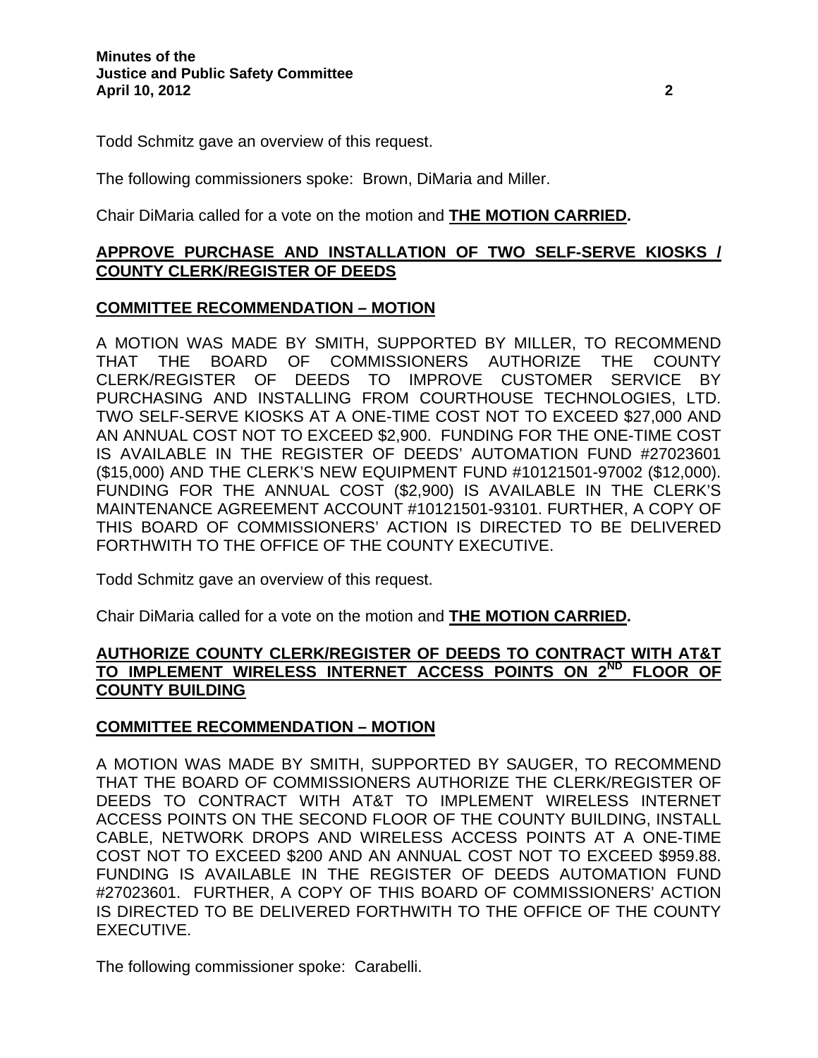Todd Schmitz gave an overview of this request.

The following commissioners spoke: Brown, DiMaria and Miller.

Chair DiMaria called for a vote on the motion and **THE MOTION CARRIED.**

## APPROVE PURCHASE AND INSTALLATION OF TWO SELF-SERVE KIOSKS / COUNTY CLERK/REGISTER OF DEEDS

### COMMITTEE RECOMMENDATION – MOTION

A MOTION WAS MADE BY SMITH, SUPPORTED BY MILLER, TO RECOMMEND THAT THE BOARD OF COMMISSIONERS AUTHORIZE THE COUNTY CLERK/REGISTER OF DEEDS TO IMPROVE CUSTOMER SERVICE BY PURCHASING AND INSTALLING FROM COURTHOUSE TECHNOLOGIES, LTD. TWO SELF-SERVE KIOSKS AT A ONE-TIME COST NOT TO EXCEED $27,000 AND AN ANNUAL COST NOT TO EXCEED $2,900. FUNDING FOR THE ONE-TIME COST IS AVAILABLE IN THE REGISTER OF DEEDS' AUTOMATION FUND #27023601 ($15,000) AND THE CLERK'S NEW EQUIPMENT FUND #10121501-97002 ($12,000). FUNDING FOR THE ANNUAL COST ($2,900) IS AVAILABLE IN THE CLERK'S MAINTENANCE AGREEMENT ACCOUNT #10121501-93101. FURTHER, A COPY OF THIS BOARD OF COMMISSIONERS' ACTION IS DIRECTED TO BE DELIVERED FORTHWITH TO THE OFFICE OF THE COUNTY EXECUTIVE.

Todd Schmitz gave an overview of this request.

Chair DiMaria called for a vote on the motion and **THE MOTION CARRIED.**

## AUTHORIZE COUNTY CLERK/REGISTER OF DEEDS TO CONTRACT WITH AT&T TO IMPLEMENT WIRELESS INTERNET ACCESS POINTS ON 2ND FLOOR OF COUNTY BUILDING

### COMMITTEE RECOMMENDATION – MOTION

A MOTION WAS MADE BY SMITH, SUPPORTED BY SAUGER, TO RECOMMEND THAT THE BOARD OF COMMISSIONERS AUTHORIZE THE CLERK/REGISTER OF DEEDS TO CONTRACT WITH AT&T TO IMPLEMENT WIRELESS INTERNET ACCESS POINTS ON THE SECOND FLOOR OF THE COUNTY BUILDING, INSTALL CABLE, NETWORK DROPS AND WIRELESS ACCESS POINTS AT A ONE-TIME COST NOT TO EXCEED $200 AND AN ANNUAL COST NOT TO EXCEED $959.88. FUNDING IS AVAILABLE IN THE REGISTER OF DEEDS AUTOMATION FUND #27023601. FURTHER, A COPY OF THIS BOARD OF COMMISSIONERS' ACTION IS DIRECTED TO BE DELIVERED FORTHWITH TO THE OFFICE OF THE COUNTY EXECUTIVE.

The following commissioner spoke: Carabelli.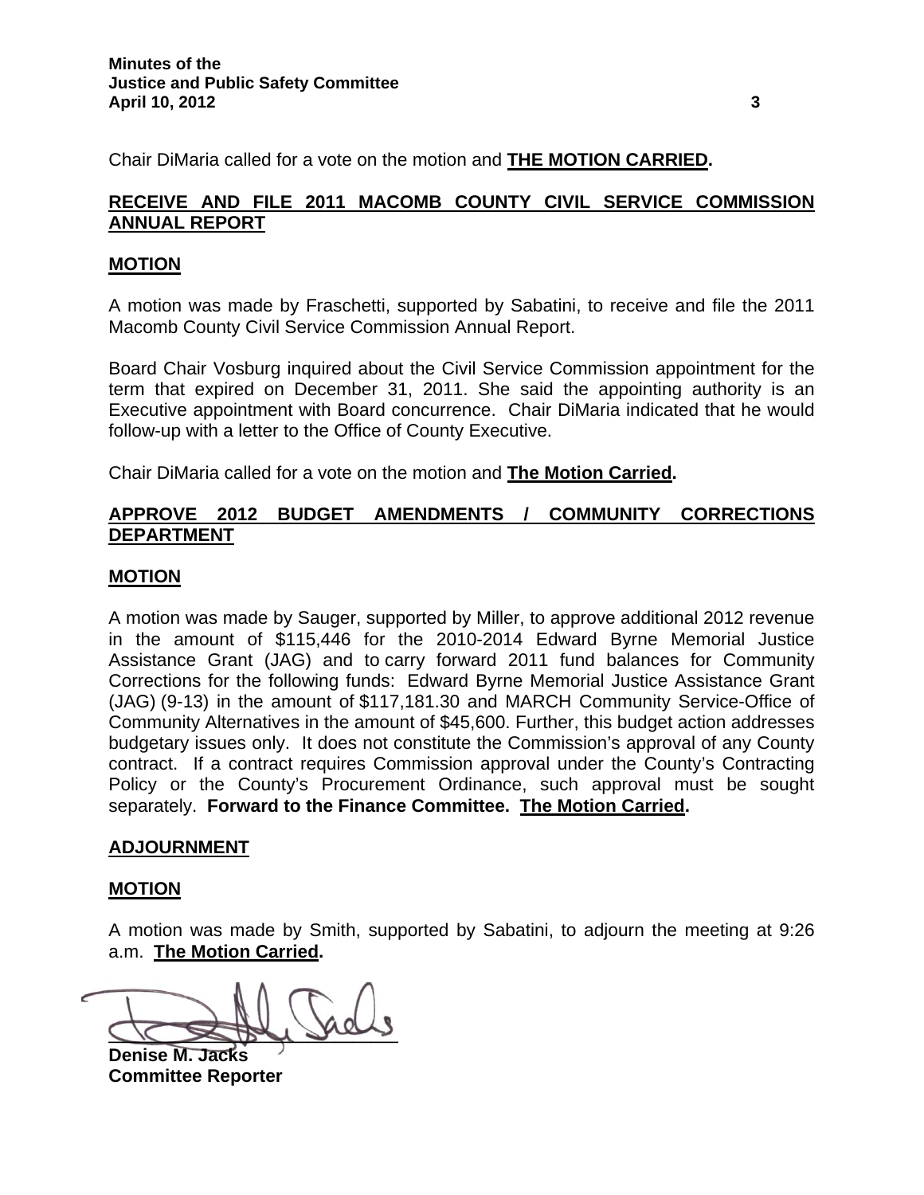Chair DiMaria called for a vote on the motion and **THE MOTION CARRIED.**

## RECEIVE AND FILE 2011 MACOMB COUNTY CIVIL SERVICE COMMISSION ANNUAL REPORT

### MOTION

A motion was made by Fraschetti, supported by Sabatini, to receive and file the 2011 Macomb County Civil Service Commission Annual Report.

Board Chair Vosburg inquired about the Civil Service Commission appointment for the term that expired on December 31, 2011. She said the appointing authority is an Executive appointment with Board concurrence. Chair DiMaria indicated that he would follow-up with a letter to the Office of County Executive.

Chair DiMaria called for a vote on the motion and **The Motion Carried.**

## APPROVE 2012 BUDGET AMENDMENTS / COMMUNITY CORRECTIONS DEPARTMENT

### MOTION

A motion was made by Sauger, supported by Miller, to approve additional 2012 revenue in the amount of $115,446 for the 2010-2014 Edward Byrne Memorial Justice Assistance Grant (JAG) and to carry forward 2011 fund balances for Community Corrections for the following funds: Edward Byrne Memorial Justice Assistance Grant (JAG) (9-13) in the amount of $117,181.30 and MARCH Community Service-Office of Community Alternatives in the amount of $45,600. Further, this budget action addresses budgetary issues only. It does not constitute the Commission's approval of any County contract. If a contract requires Commission approval under the County's Contracting Policy or the County's Procurement Ordinance, such approval must be sought separately. **Forward to the Finance Committee. The Motion Carried.**

## ADJOURNMENT

### MOTION

A motion was made by Smith, supported by Sabatini, to adjourn the meeting at 9:26 a.m. **The Motion Carried.**

**Denise M. Jacks**
**Committee Reporter**